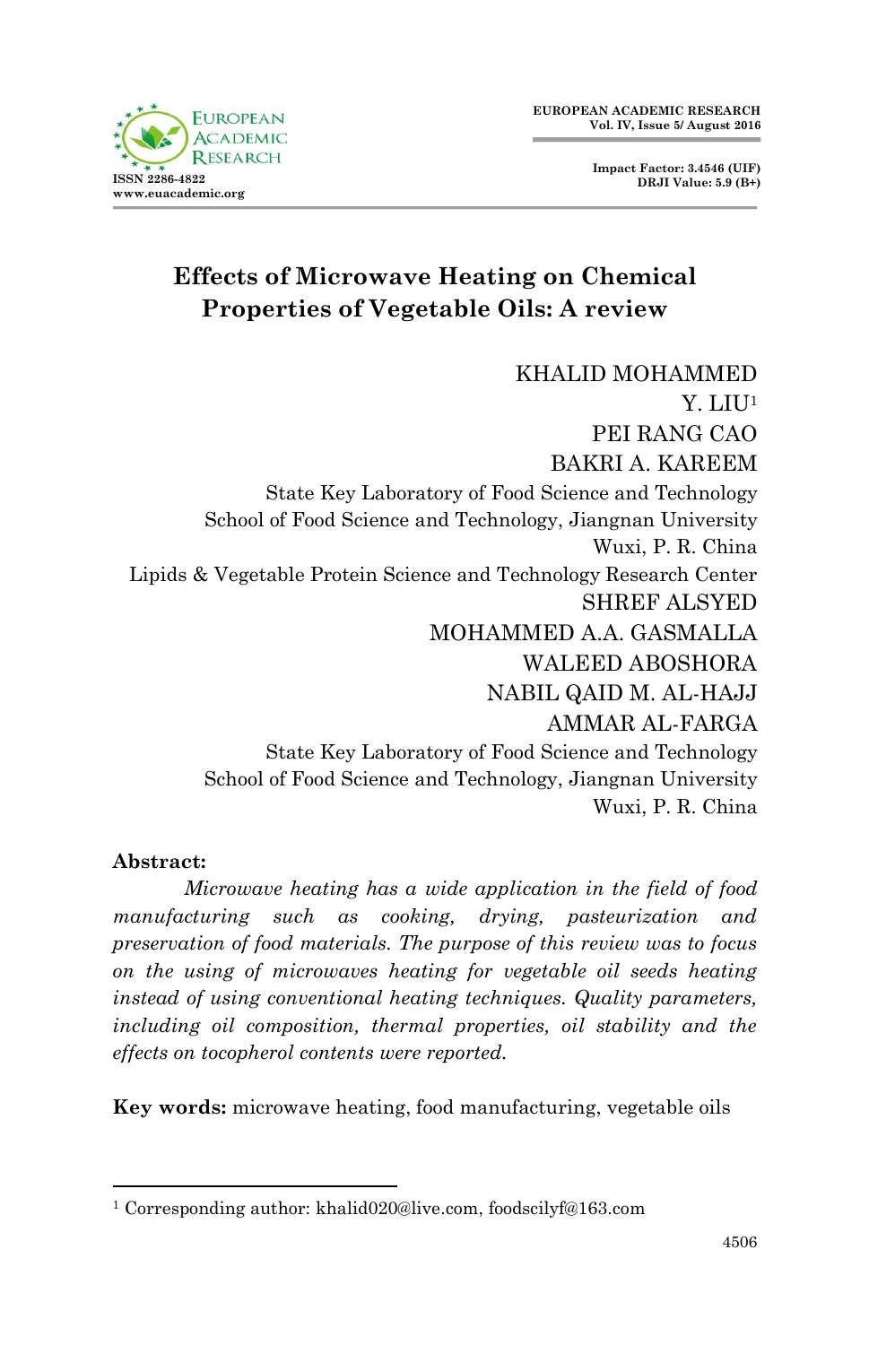# Effects of Microwave Heating on Chemical Properties of Vegetable Oils: A review

KHALID MOHAMMED
Y. LIU[1]
PEI RANG CAO
BAKRI A. KAREEM
State Key Laboratory of Food Science and Technology
School of Food Science and Technology, Jiangnan University
Wuxi, P. R. China
Lipids & Vegetable Protein Science and Technology Research Center
SHREF ALSYED
MOHAMMED A.A. GASMALLA
WALEED ABOSHORA
NABIL QAID M. AL-HAJJ
AMMAR AL-FARGA
State Key Laboratory of Food Science and Technology
School of Food Science and Technology, Jiangnan University
Wuxi, P. R. China

**Abstract:**

*Microwave heating has a wide application in the field of food manufacturing such as cooking, drying, pasteurization and preservation of food materials. The purpose of this review was to focus on the using of microwaves heating for vegetable oil seeds heating instead of using conventional heating techniques. Quality parameters, including oil composition, thermal properties, oil stability and the effects on tocopherol contents were reported.*

**Key words:** microwave heating, food manufacturing, vegetable oils

---

[1] Corresponding author: khalid020@live.com, foodscilyf@163.com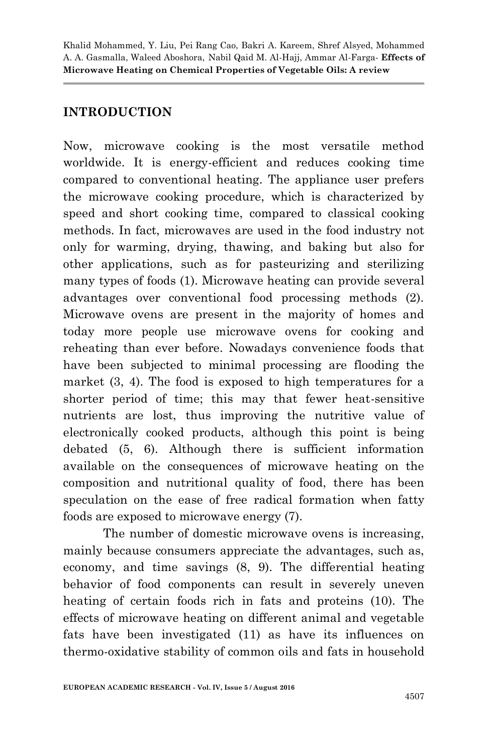## INTRODUCTION

Now, microwave cooking is the most versatile method worldwide. It is energy-efficient and reduces cooking time compared to conventional heating. The appliance user prefers the microwave cooking procedure, which is characterized by speed and short cooking time, compared to classical cooking methods. In fact, microwaves are used in the food industry not only for warming, drying, thawing, and baking but also for other applications, such as for pasteurizing and sterilizing many types of foods (1). Microwave heating can provide several advantages over conventional food processing methods (2). Microwave ovens are present in the majority of homes and today more people use microwave ovens for cooking and reheating than ever before. Nowadays convenience foods that have been subjected to minimal processing are flooding the market (3, 4). The food is exposed to high temperatures for a shorter period of time; this may that fewer heat-sensitive nutrients are lost, thus improving the nutritive value of electronically cooked products, although this point is being debated (5, 6). Although there is sufficient information available on the consequences of microwave heating on the composition and nutritional quality of food, there has been speculation on the ease of free radical formation when fatty foods are exposed to microwave energy (7).

The number of domestic microwave ovens is increasing, mainly because consumers appreciate the advantages, such as, economy, and time savings (8, 9). The differential heating behavior of food components can result in severely uneven heating of certain foods rich in fats and proteins (10). The effects of microwave heating on different animal and vegetable fats have been investigated (11) as have its influences on thermo-oxidative stability of common oils and fats in household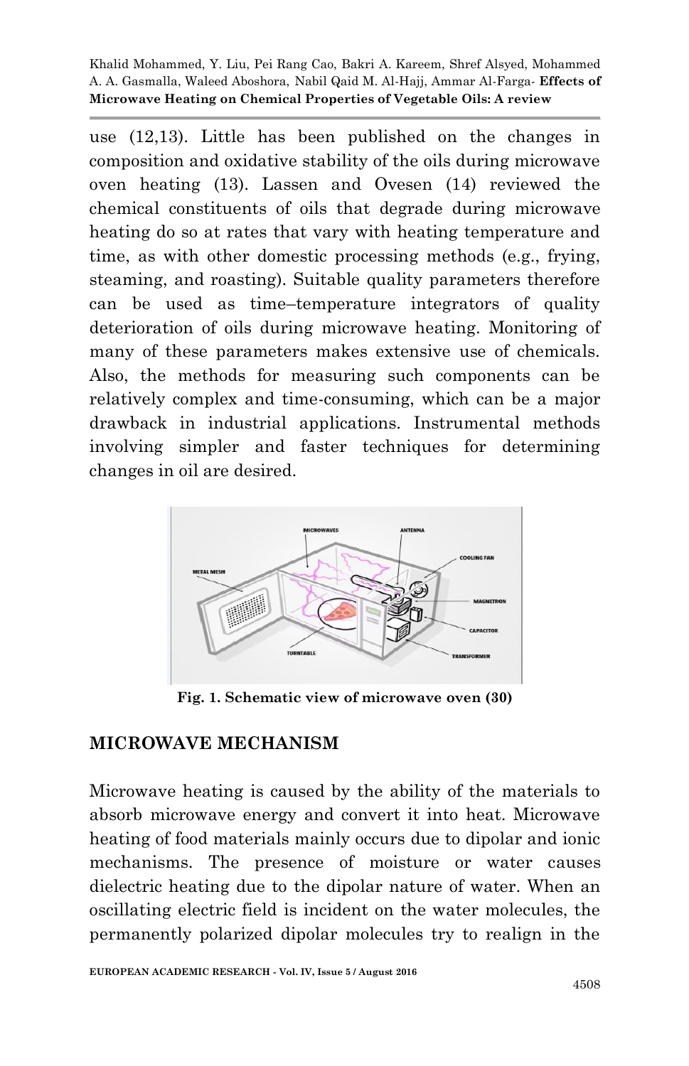use (12,13). Little has been published on the changes in composition and oxidative stability of the oils during microwave oven heating (13). Lassen and Ovesen (14) reviewed the chemical constituents of oils that degrade during microwave heating do so at rates that vary with heating temperature and time, as with other domestic processing methods (e.g., frying, steaming, and roasting). Suitable quality parameters therefore can be used as time–temperature integrators of quality deterioration of oils during microwave heating. Monitoring of many of these parameters makes extensive use of chemicals. Also, the methods for measuring such components can be relatively complex and time-consuming, which can be a major drawback in industrial applications. Instrumental methods involving simpler and faster techniques for determining changes in oil are desired.

**Fig. 1. Schematic view of microwave oven (30)**

## MICROWAVE MECHANISM

Microwave heating is caused by the ability of the materials to absorb microwave energy and convert it into heat. Microwave heating of food materials mainly occurs due to dipolar and ionic mechanisms. The presence of moisture or water causes dielectric heating due to the dipolar nature of water. When an oscillating electric field is incident on the water molecules, the permanently polarized dipolar molecules try to realign in the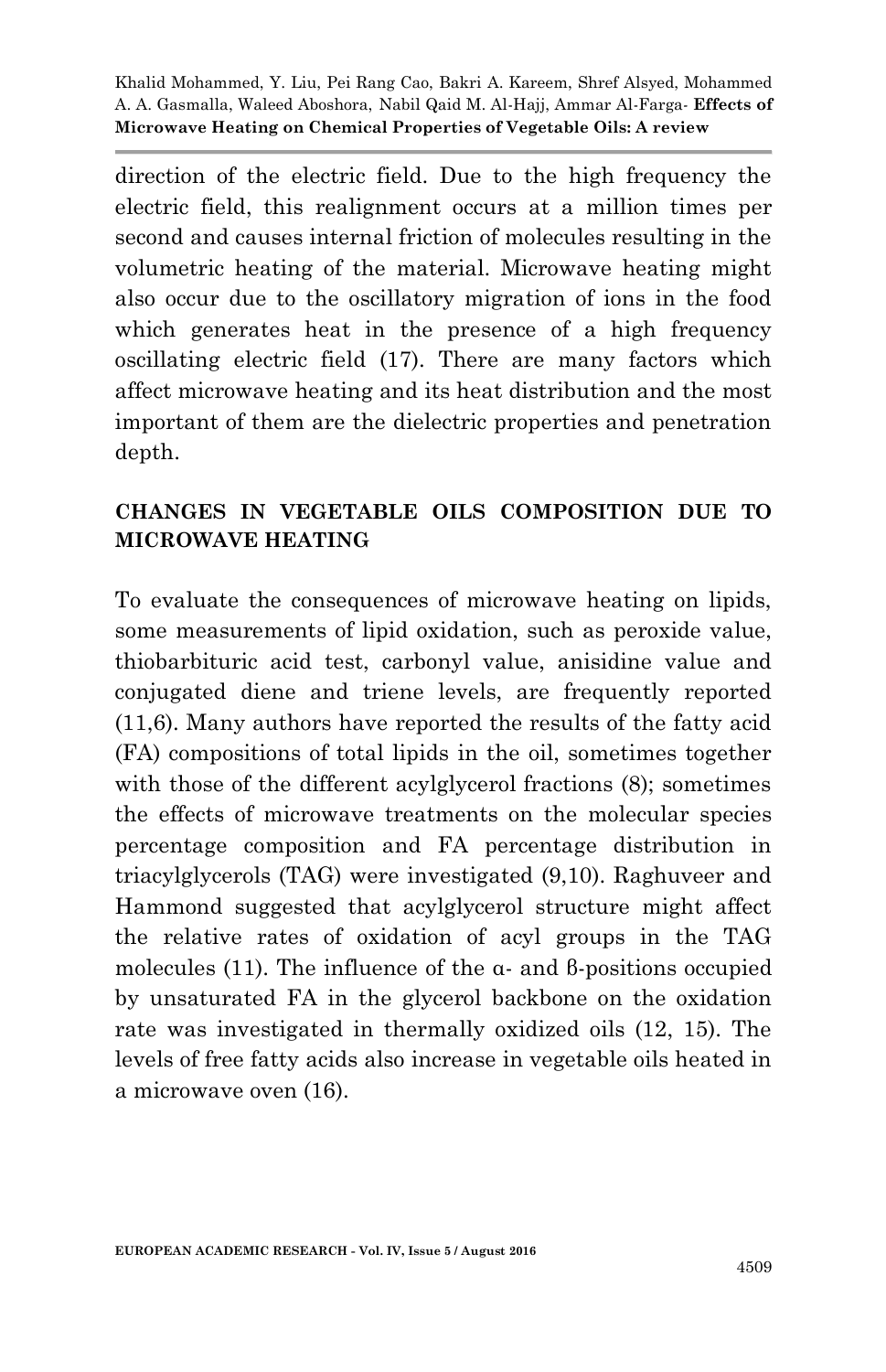direction of the electric field. Due to the high frequency the electric field, this realignment occurs at a million times per second and causes internal friction of molecules resulting in the volumetric heating of the material. Microwave heating might also occur due to the oscillatory migration of ions in the food which generates heat in the presence of a high frequency oscillating electric field (17). There are many factors which affect microwave heating and its heat distribution and the most important of them are the dielectric properties and penetration depth.

## CHANGES IN VEGETABLE OILS COMPOSITION DUE TO MICROWAVE HEATING

To evaluate the consequences of microwave heating on lipids, some measurements of lipid oxidation, such as peroxide value, thiobarbituric acid test, carbonyl value, anisidine value and conjugated diene and triene levels, are frequently reported (11,6). Many authors have reported the results of the fatty acid (FA) compositions of total lipids in the oil, sometimes together with those of the different acylglycerol fractions (8); sometimes the effects of microwave treatments on the molecular species percentage composition and FA percentage distribution in triacylglycerols (TAG) were investigated (9,10). Raghuveer and Hammond suggested that acylglycerol structure might affect the relative rates of oxidation of acyl groups in the TAG molecules (11). The influence of the α- and β-positions occupied by unsaturated FA in the glycerol backbone on the oxidation rate was investigated in thermally oxidized oils (12, 15). The levels of free fatty acids also increase in vegetable oils heated in a microwave oven (16).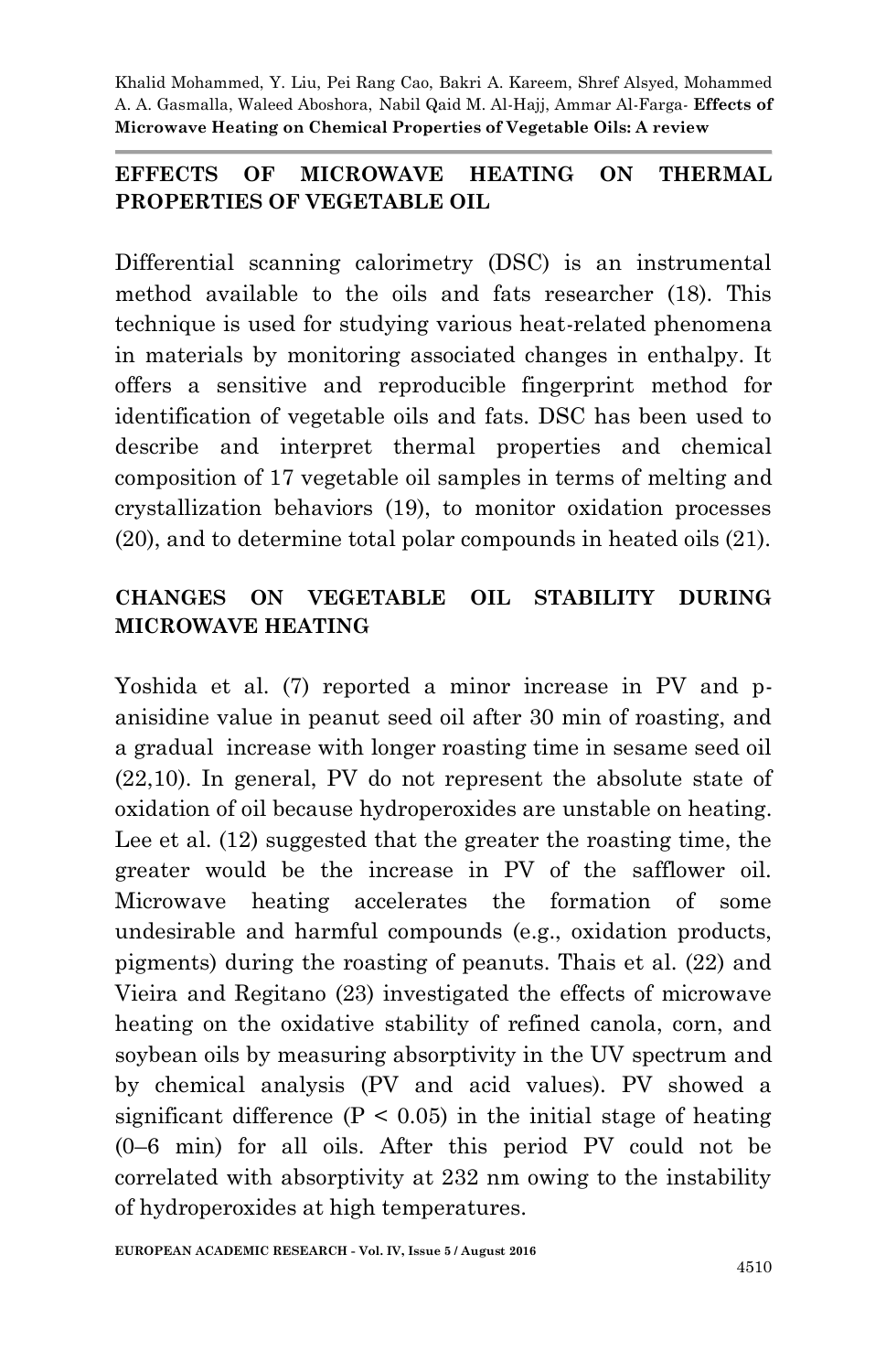## EFFECTS OF MICROWAVE HEATING ON THERMAL PROPERTIES OF VEGETABLE OIL

Differential scanning calorimetry (DSC) is an instrumental method available to the oils and fats researcher (18). This technique is used for studying various heat-related phenomena in materials by monitoring associated changes in enthalpy. It offers a sensitive and reproducible fingerprint method for identification of vegetable oils and fats. DSC has been used to describe and interpret thermal properties and chemical composition of 17 vegetable oil samples in terms of melting and crystallization behaviors (19), to monitor oxidation processes (20), and to determine total polar compounds in heated oils (21).

## CHANGES ON VEGETABLE OIL STABILITY DURING MICROWAVE HEATING

Yoshida et al. (7) reported a minor increase in PV and p-anisidine value in peanut seed oil after 30 min of roasting, and a gradual increase with longer roasting time in sesame seed oil (22,10). In general, PV do not represent the absolute state of oxidation of oil because hydroperoxides are unstable on heating. Lee et al. (12) suggested that the greater the roasting time, the greater would be the increase in PV of the safflower oil. Microwave heating accelerates the formation of some undesirable and harmful compounds (e.g., oxidation products, pigments) during the roasting of peanuts. Thais et al. (22) and Vieira and Regitano (23) investigated the effects of microwave heating on the oxidative stability of refined canola, corn, and soybean oils by measuring absorptivity in the UV spectrum and by chemical analysis (PV and acid values). PV showed a significant difference ($P < 0.05$) in the initial stage of heating (0–6 min) for all oils. After this period PV could not be correlated with absorptivity at 232 nm owing to the instability of hydroperoxides at high temperatures.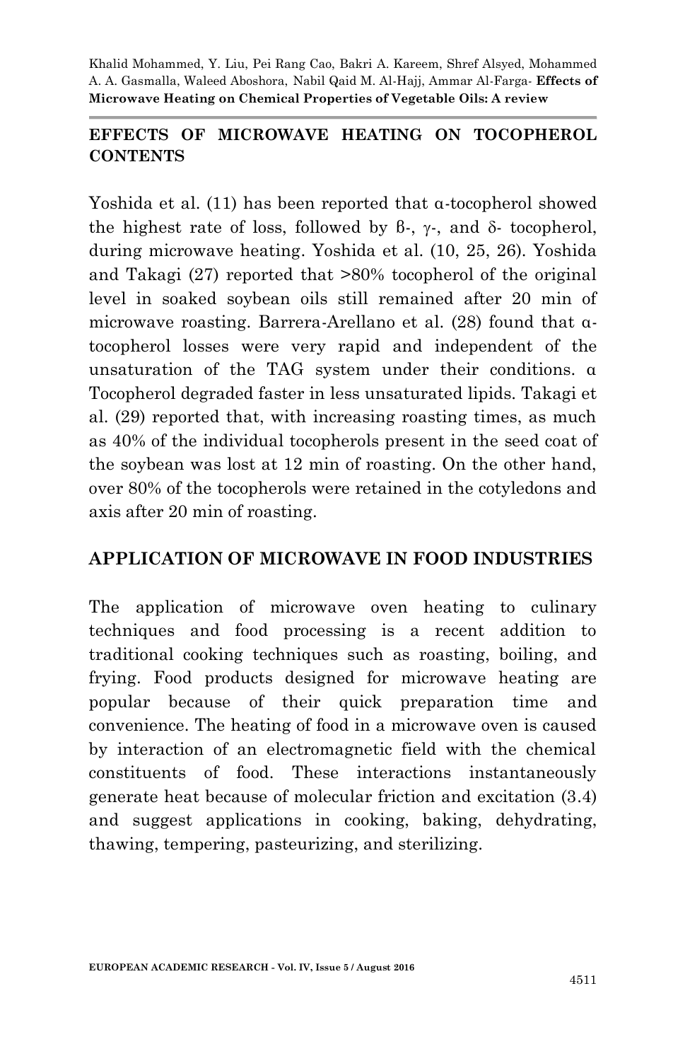## EFFECTS OF MICROWAVE HEATING ON TOCOPHEROL CONTENTS

Yoshida et al. (11) has been reported that α-tocopherol showed the highest rate of loss, followed by β-, γ-, and δ- tocopherol, during microwave heating. Yoshida et al. (10, 25, 26). Yoshida and Takagi (27) reported that >80% tocopherol of the original level in soaked soybean oils still remained after 20 min of microwave roasting. Barrera-Arellano et al. (28) found that α-tocopherol losses were very rapid and independent of the unsaturation of the TAG system under their conditions. α Tocopherol degraded faster in less unsaturated lipids. Takagi et al. (29) reported that, with increasing roasting times, as much as 40% of the individual tocopherols present in the seed coat of the soybean was lost at 12 min of roasting. On the other hand, over 80% of the tocopherols were retained in the cotyledons and axis after 20 min of roasting.

## APPLICATION OF MICROWAVE IN FOOD INDUSTRIES

The application of microwave oven heating to culinary techniques and food processing is a recent addition to traditional cooking techniques such as roasting, boiling, and frying. Food products designed for microwave heating are popular because of their quick preparation time and convenience. The heating of food in a microwave oven is caused by interaction of an electromagnetic field with the chemical constituents of food. These interactions instantaneously generate heat because of molecular friction and excitation (3.4) and suggest applications in cooking, baking, dehydrating, thawing, tempering, pasteurizing, and sterilizing.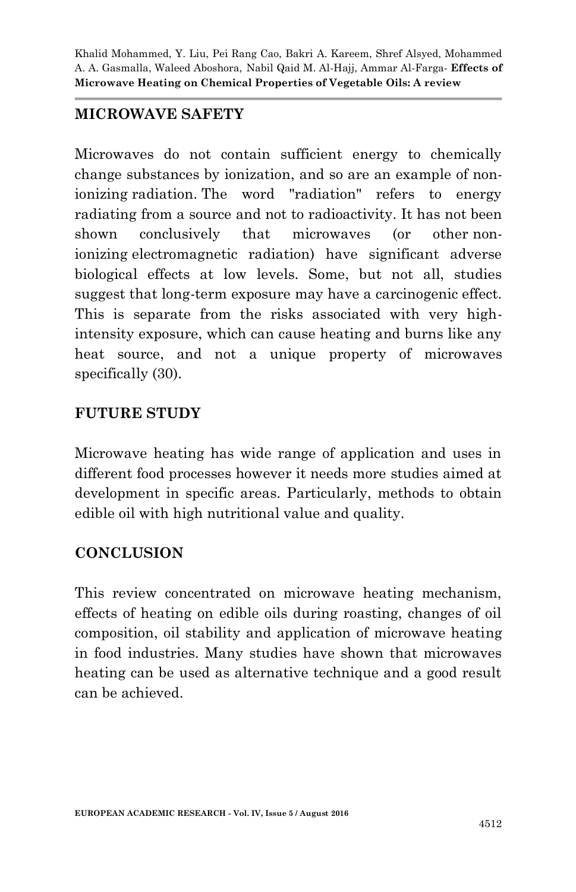## MICROWAVE SAFETY

Microwaves do not contain sufficient energy to chemically change substances by ionization, and so are an example of non-ionizing radiation. The word "radiation" refers to energy radiating from a source and not to radioactivity. It has not been shown conclusively that microwaves (or other non-ionizing electromagnetic radiation) have significant adverse biological effects at low levels. Some, but not all, studies suggest that long-term exposure may have a carcinogenic effect. This is separate from the risks associated with very high-intensity exposure, which can cause heating and burns like any heat source, and not a unique property of microwaves specifically (30).

## FUTURE STUDY

Microwave heating has wide range of application and uses in different food processes however it needs more studies aimed at development in specific areas. Particularly, methods to obtain edible oil with high nutritional value and quality.

## CONCLUSION

This review concentrated on microwave heating mechanism, effects of heating on edible oils during roasting, changes of oil composition, oil stability and application of microwave heating in food industries. Many studies have shown that microwaves heating can be used as alternative technique and a good result can be achieved.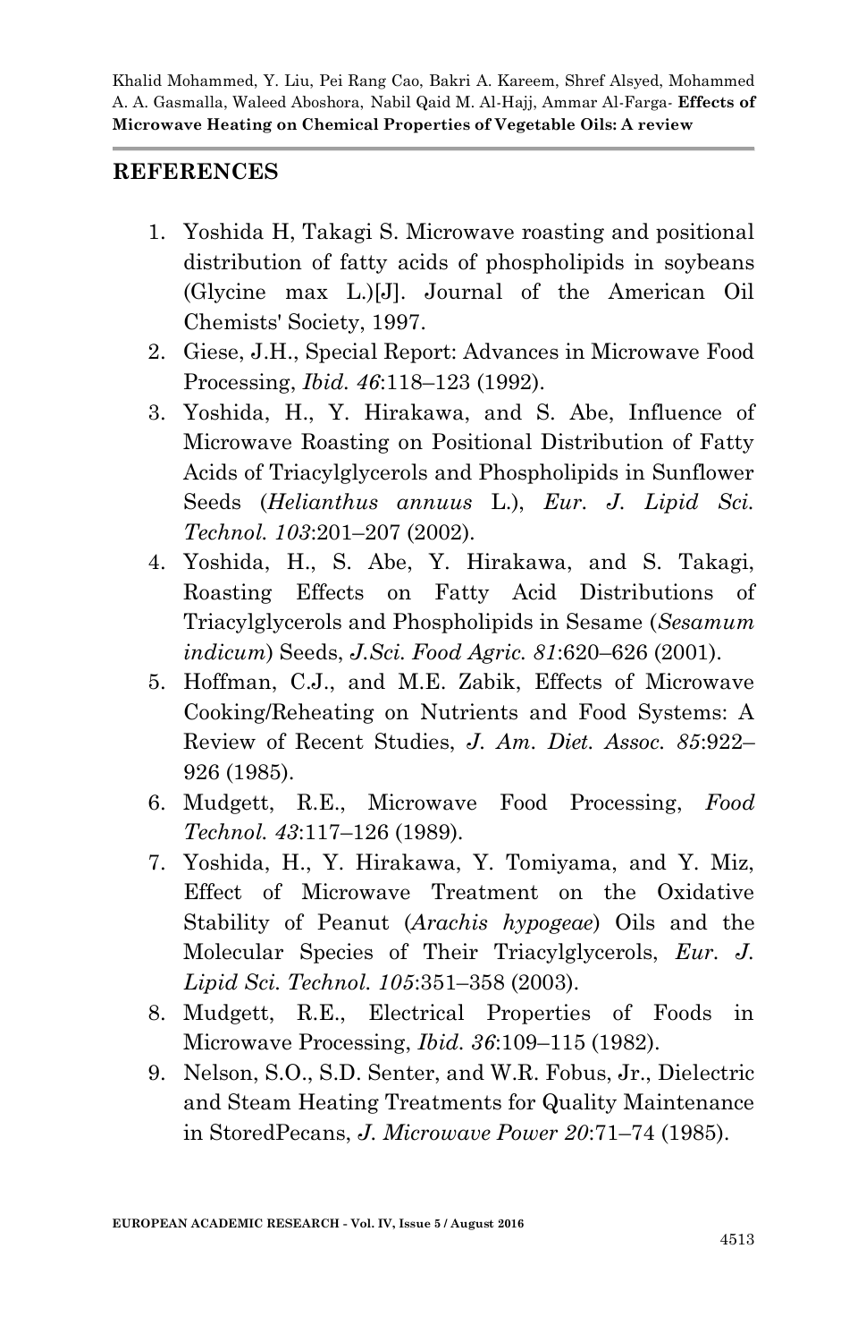## REFERENCES

1. Yoshida H, Takagi S. Microwave roasting and positional distribution of fatty acids of phospholipids in soybeans (Glycine max L.)[J]. Journal of the American Oil Chemists' Society, 1997.
2. Giese, J.H., Special Report: Advances in Microwave Food Processing, *Ibid. 46*:118–123 (1992).
3. Yoshida, H., Y. Hirakawa, and S. Abe, Influence of Microwave Roasting on Positional Distribution of Fatty Acids of Triacylglycerols and Phospholipids in Sunflower Seeds (*Helianthus annuus* L.), *Eur. J. Lipid Sci. Technol. 103*:201–207 (2002).
4. Yoshida, H., S. Abe, Y. Hirakawa, and S. Takagi, Roasting Effects on Fatty Acid Distributions of Triacylglycerols and Phospholipids in Sesame (*Sesamum indicum*) Seeds, *J.Sci. Food Agric. 81*:620–626 (2001).
5. Hoffman, C.J., and M.E. Zabik, Effects of Microwave Cooking/Reheating on Nutrients and Food Systems: A Review of Recent Studies, *J. Am. Diet. Assoc. 85*:922–926 (1985).
6. Mudgett, R.E., Microwave Food Processing, *Food Technol. 43*:117–126 (1989).
7. Yoshida, H., Y. Hirakawa, Y. Tomiyama, and Y. Miz, Effect of Microwave Treatment on the Oxidative Stability of Peanut (*Arachis hypogeae*) Oils and the Molecular Species of Their Triacylglycerols, *Eur. J. Lipid Sci. Technol. 105*:351–358 (2003).
8. Mudgett, R.E., Electrical Properties of Foods in Microwave Processing, *Ibid. 36*:109–115 (1982).
9. Nelson, S.O., S.D. Senter, and W.R. Fobus, Jr., Dielectric and Steam Heating Treatments for Quality Maintenance in StoredPecans, *J. Microwave Power 20*:71–74 (1985).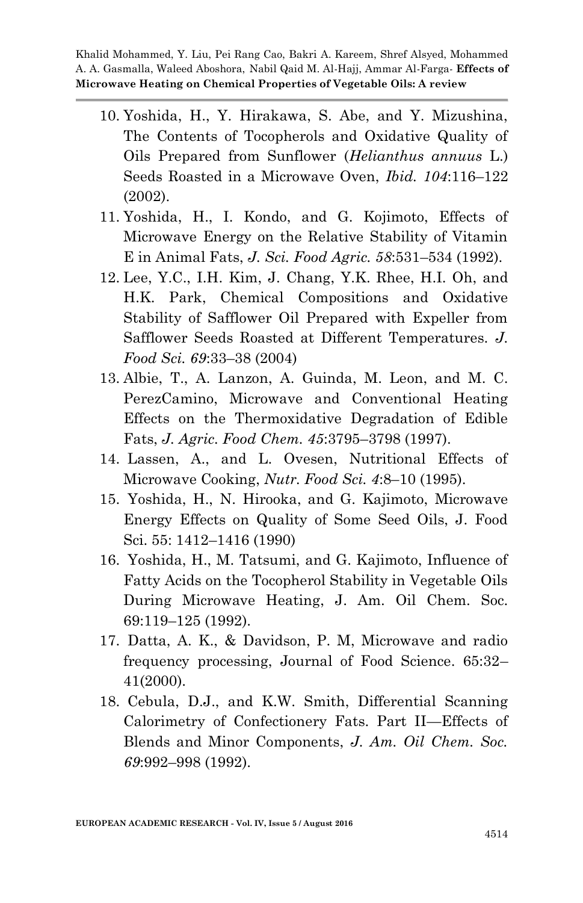10. Yoshida, H., Y. Hirakawa, S. Abe, and Y. Mizushina, The Contents of Tocopherols and Oxidative Quality of Oils Prepared from Sunflower (*Helianthus annuus* L.) Seeds Roasted in a Microwave Oven, *Ibid. 104*:116–122 (2002).
11. Yoshida, H., I. Kondo, and G. Kojimoto, Effects of Microwave Energy on the Relative Stability of Vitamin E in Animal Fats, *J. Sci. Food Agric. 58*:531–534 (1992).
12. Lee, Y.C., I.H. Kim, J. Chang, Y.K. Rhee, H.I. Oh, and H.K. Park, Chemical Compositions and Oxidative Stability of Safflower Oil Prepared with Expeller from Safflower Seeds Roasted at Different Temperatures. *J. Food Sci. 69*:33–38 (2004)
13. Albie, T., A. Lanzon, A. Guinda, M. Leon, and M. C. PerezCamino, Microwave and Conventional Heating Effects on the Thermoxidative Degradation of Edible Fats, *J. Agric. Food Chem. 45*:3795–3798 (1997).
14. Lassen, A., and L. Ovesen, Nutritional Effects of Microwave Cooking, *Nutr. Food Sci. 4*:8–10 (1995).
15. Yoshida, H., N. Hirooka, and G. Kajimoto, Microwave Energy Effects on Quality of Some Seed Oils, J. Food Sci. 55: 1412–1416 (1990)
16. Yoshida, H., M. Tatsumi, and G. Kajimoto, Influence of Fatty Acids on the Tocopherol Stability in Vegetable Oils During Microwave Heating, J. Am. Oil Chem. Soc. 69:119–125 (1992).
17. Datta, A. K., & Davidson, P. M, Microwave and radio frequency processing, Journal of Food Science. 65:32–41(2000).
18. Cebula, D.J., and K.W. Smith, Differential Scanning Calorimetry of Confectionery Fats. Part II—Effects of Blends and Minor Components, *J. Am. Oil Chem. Soc. 69*:992–998 (1992).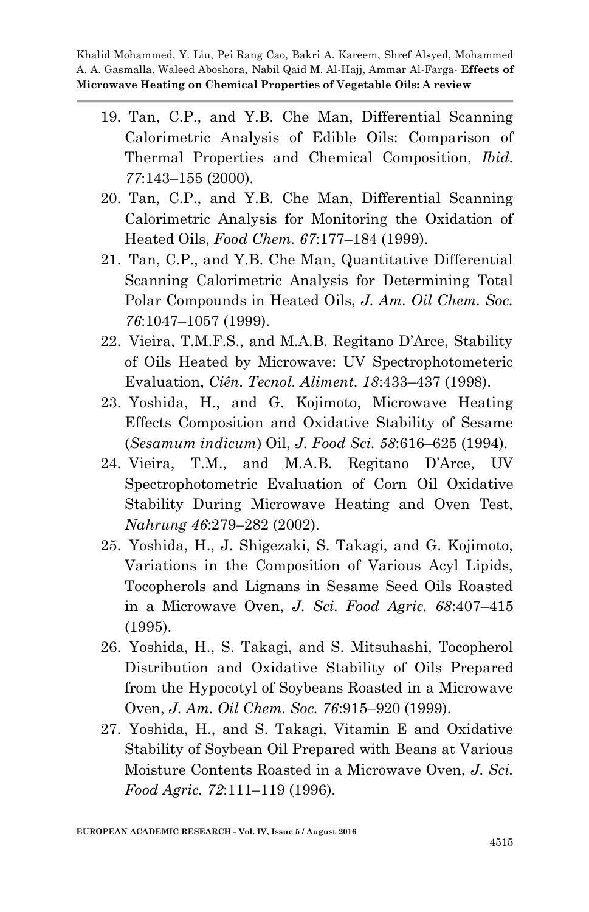19. Tan, C.P., and Y.B. Che Man, Differential Scanning Calorimetric Analysis of Edible Oils: Comparison of Thermal Properties and Chemical Composition, *Ibid. 77*:143–155 (2000).
20. Tan, C.P., and Y.B. Che Man, Differential Scanning Calorimetric Analysis for Monitoring the Oxidation of Heated Oils, *Food Chem. 67*:177–184 (1999).
21. Tan, C.P., and Y.B. Che Man, Quantitative Differential Scanning Calorimetric Analysis for Determining Total Polar Compounds in Heated Oils, *J. Am. Oil Chem. Soc. 76*:1047–1057 (1999).
22. Vieira, T.M.F.S., and M.A.B. Regitano D'Arce, Stability of Oils Heated by Microwave: UV Spectrophotometeric Evaluation, *Ciên. Tecnol. Aliment. 18*:433–437 (1998).
23. Yoshida, H., and G. Kojimoto, Microwave Heating Effects Composition and Oxidative Stability of Sesame (*Sesamum indicum*) Oil, *J. Food Sci. 58*:616–625 (1994).
24. Vieira, T.M., and M.A.B. Regitano D'Arce, UV Spectrophotometric Evaluation of Corn Oil Oxidative Stability During Microwave Heating and Oven Test, *Nahrung 46*:279–282 (2002).
25. Yoshida, H., J. Shigezaki, S. Takagi, and G. Kojimoto, Variations in the Composition of Various Acyl Lipids, Tocopherols and Lignans in Sesame Seed Oils Roasted in a Microwave Oven, *J. Sci. Food Agric. 68*:407–415 (1995).
26. Yoshida, H., S. Takagi, and S. Mitsuhashi, Tocopherol Distribution and Oxidative Stability of Oils Prepared from the Hypocotyl of Soybeans Roasted in a Microwave Oven, *J. Am. Oil Chem. Soc. 76*:915–920 (1999).
27. Yoshida, H., and S. Takagi, Vitamin E and Oxidative Stability of Soybean Oil Prepared with Beans at Various Moisture Contents Roasted in a Microwave Oven, *J. Sci. Food Agric. 72*:111–119 (1996).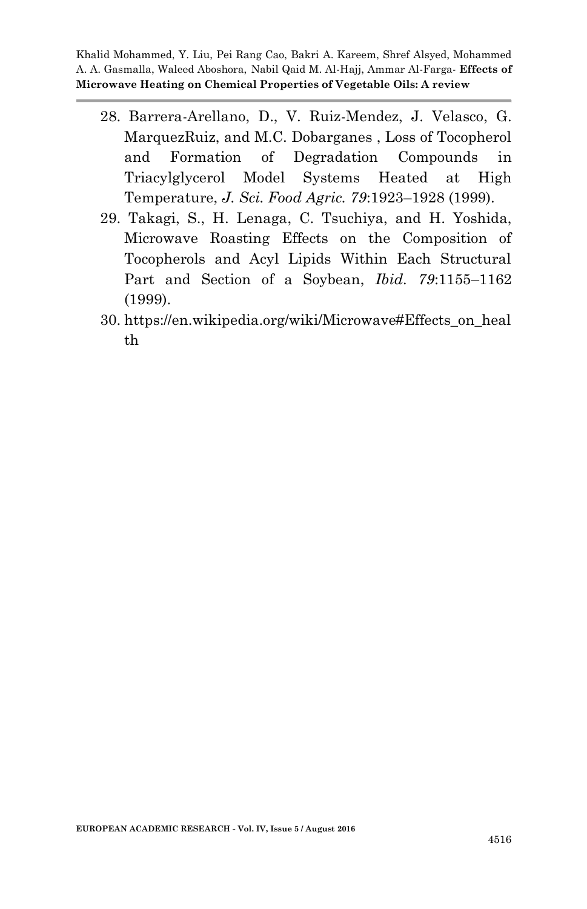28. Barrera-Arellano, D., V. Ruiz-Mendez, J. Velasco, G. MarquezRuiz, and M.C. Dobarganes , Loss of Tocopherol and Formation of Degradation Compounds in Triacylglycerol Model Systems Heated at High Temperature, *J. Sci. Food Agric. 79*:1923–1928 (1999).
29. Takagi, S., H. Lenaga, C. Tsuchiya, and H. Yoshida, Microwave Roasting Effects on the Composition of Tocopherols and Acyl Lipids Within Each Structural Part and Section of a Soybean, *Ibid. 79*:1155–1162 (1999).
30. https://en.wikipedia.org/wiki/Microwave#Effects_on_health